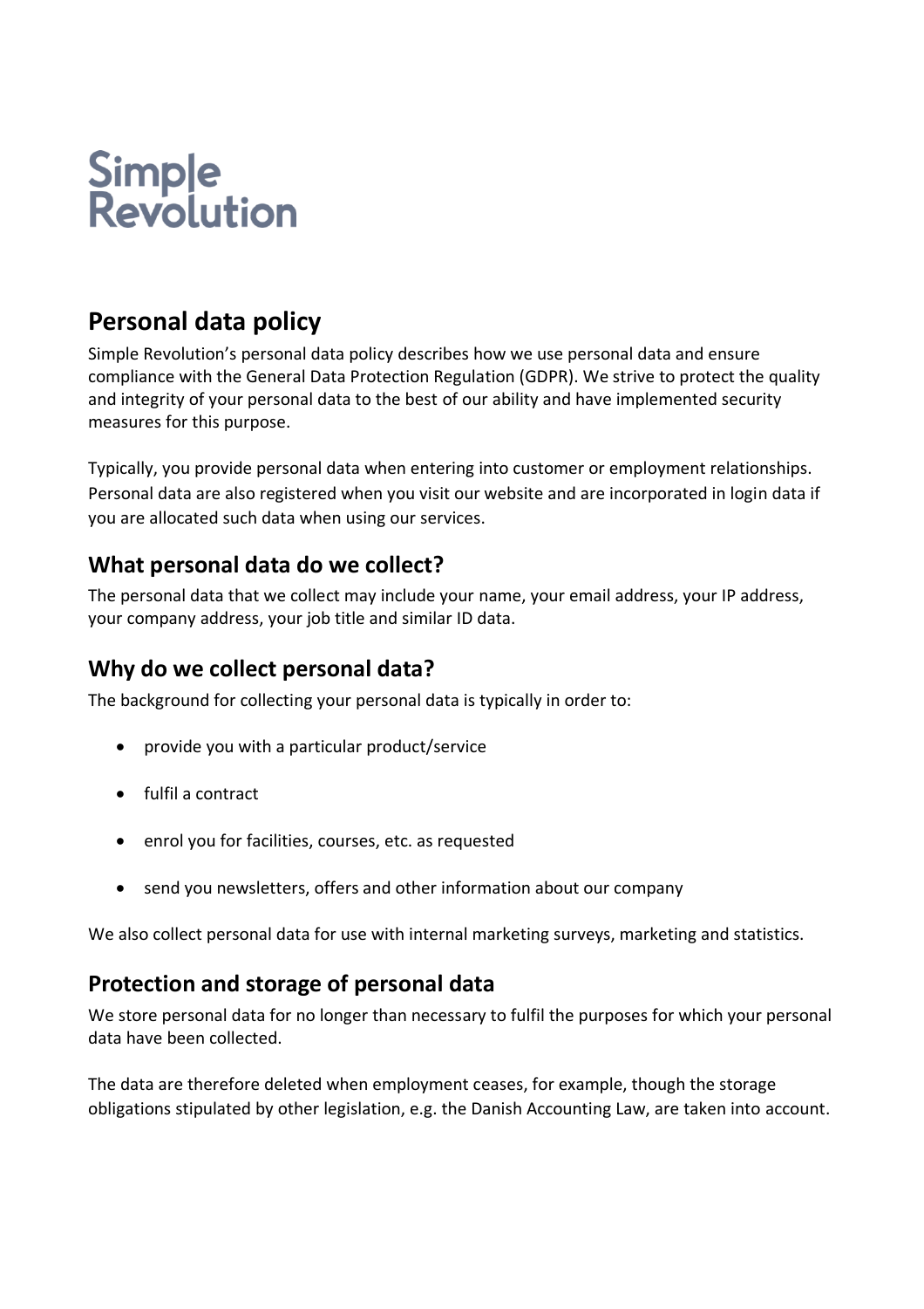Simple Revolution

# Personal data policy

Simple Revolution's personal data policy describes how we use personal data and ensure compliance with the General Data Protection Regulation (GDPR). We strive to protect the quality and integrity of your personal data to the best of our ability and have implemented security measures for this purpose.

Typically, you provide personal data when entering into customer or employment relationships. Personal data are also registered when you visit our website and are incorporated in login data if you are allocated such data when using our services.

## What personal data do we collect?

The personal data that we collect may include your name, your email address, your IP address, your company address, your job title and similar ID data.

## Why do we collect personal data?

The background for collecting your personal data is typically in order to:

- provide you with a particular product/service
- fulfil a contract
- enrol you for facilities, courses, etc. as requested
- send you newsletters, offers and other information about our company

We also collect personal data for use with internal marketing surveys, marketing and statistics.

## Protection and storage of personal data

We store personal data for no longer than necessary to fulfil the purposes for which your personal data have been collected.

The data are therefore deleted when employment ceases, for example, though the storage obligations stipulated by other legislation, e.g. the Danish Accounting Law, are taken into account.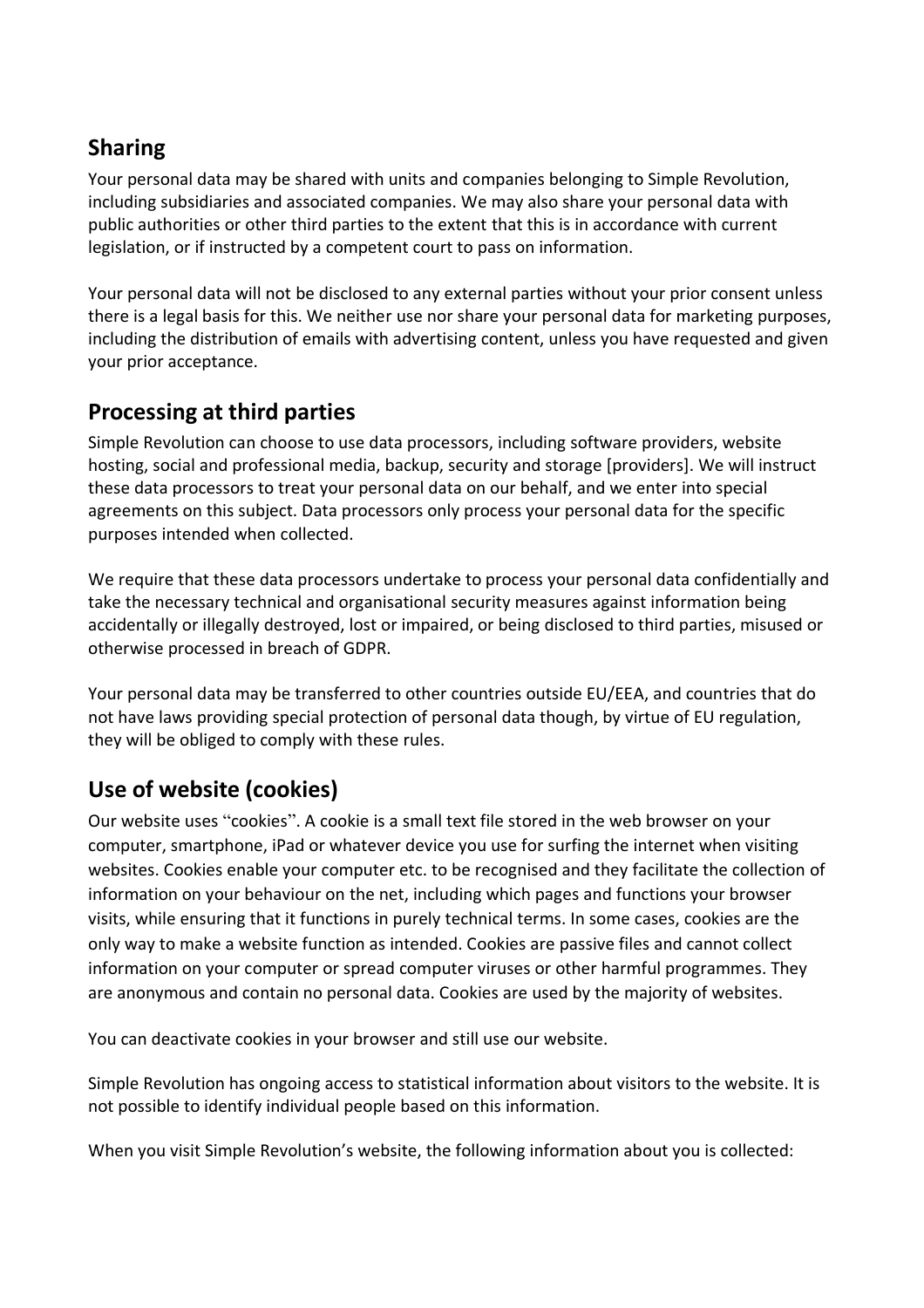## Sharing

Your personal data may be shared with units and companies belonging to Simple Revolution, including subsidiaries and associated companies. We may also share your personal data with public authorities or other third parties to the extent that this is in accordance with current legislation, or if instructed by a competent court to pass on information.

Your personal data will not be disclosed to any external parties without your prior consent unless there is a legal basis for this. We neither use nor share your personal data for marketing purposes, including the distribution of emails with advertising content, unless you have requested and given your prior acceptance.

## Processing at third parties

Simple Revolution can choose to use data processors, including software providers, website hosting, social and professional media, backup, security and storage [providers]. We will instruct these data processors to treat your personal data on our behalf, and we enter into special agreements on this subject. Data processors only process your personal data for the specific purposes intended when collected.

We require that these data processors undertake to process your personal data confidentially and take the necessary technical and organisational security measures against information being accidentally or illegally destroyed, lost or impaired, or being disclosed to third parties, misused or otherwise processed in breach of GDPR.

Your personal data may be transferred to other countries outside EU/EEA, and countries that do not have laws providing special protection of personal data though, by virtue of EU regulation, they will be obliged to comply with these rules.

## Use of website (cookies)

Our website uses "cookies". A cookie is a small text file stored in the web browser on your computer, smartphone, iPad or whatever device you use for surfing the internet when visiting websites. Cookies enable your computer etc. to be recognised and they facilitate the collection of information on your behaviour on the net, including which pages and functions your browser visits, while ensuring that it functions in purely technical terms. In some cases, cookies are the only way to make a website function as intended. Cookies are passive files and cannot collect information on your computer or spread computer viruses or other harmful programmes. They are anonymous and contain no personal data. Cookies are used by the majority of websites.

You can deactivate cookies in your browser and still use our website.

Simple Revolution has ongoing access to statistical information about visitors to the website. It is not possible to identify individual people based on this information.

When you visit Simple Revolution's website, the following information about you is collected: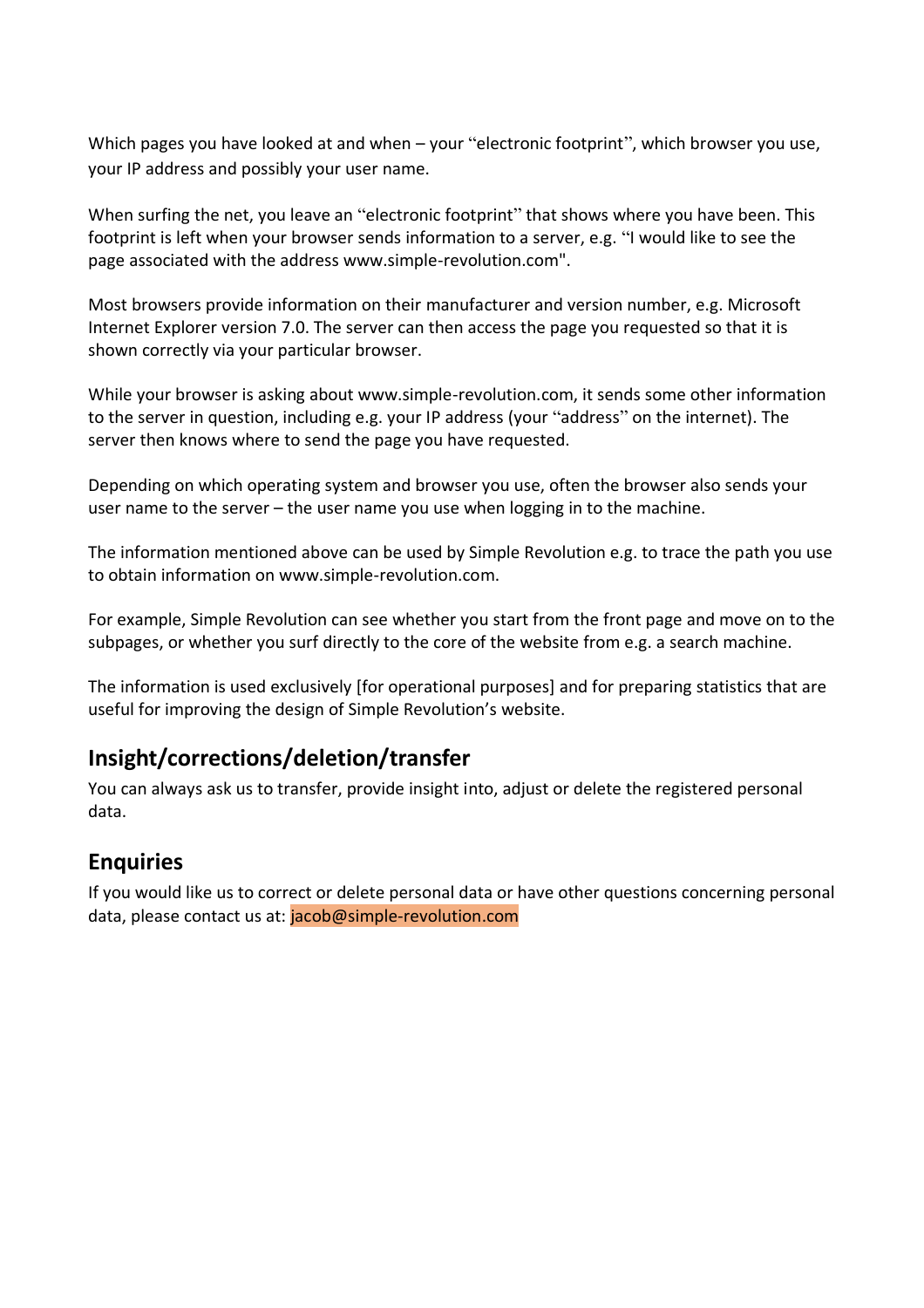Which pages you have looked at and when – your "electronic footprint", which browser you use, your IP address and possibly your user name.

When surfing the net, you leave an "electronic footprint" that shows where you have been. This footprint is left when your browser sends information to a server, e.g. "I would like to see the page associated with the address www.simple-revolution.com".

Most browsers provide information on their manufacturer and version number, e.g. Microsoft Internet Explorer version 7.0. The server can then access the page you requested so that it is shown correctly via your particular browser.

While your browser is asking about www.simple-revolution.com, it sends some other information to the server in question, including e.g. your IP address (your "address" on the internet). The server then knows where to send the page you have requested.

Depending on which operating system and browser you use, often the browser also sends your user name to the server – the user name you use when logging in to the machine.

The information mentioned above can be used by Simple Revolution e.g. to trace the path you use to obtain information on www.simple-revolution.com.

For example, Simple Revolution can see whether you start from the front page and move on to the subpages, or whether you surf directly to the core of the website from e.g. a search machine.

The information is used exclusively [for operational purposes] and for preparing statistics that are useful for improving the design of Simple Revolution's website.

## Insight/corrections/deletion/transfer

You can always ask us to transfer, provide insight into, adjust or delete the registered personal data.

## Enquiries

If you would like us to correct or delete personal data or have other questions concerning personal data, please contact us at: jacob@simple-revolution.com